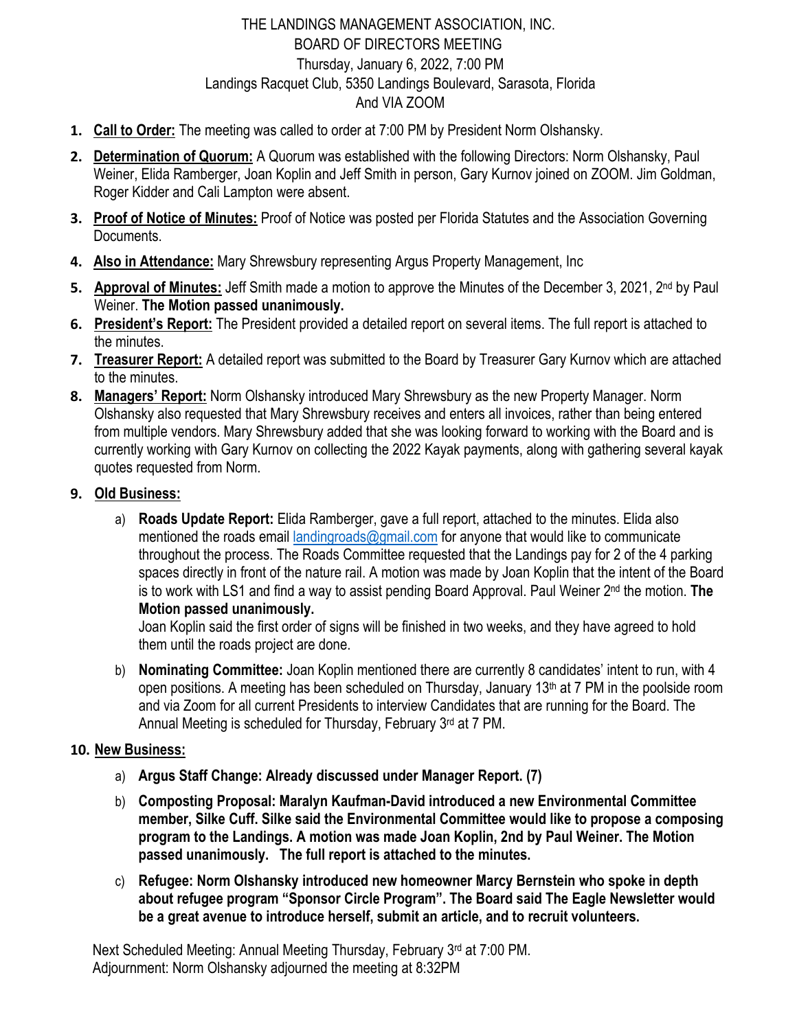# THE LANDINGS MANAGEMENT ASSOCIATION, INC.
## BOARD OF DIRECTORS MEETING
Thursday, January 6, 2022, 7:00 PM
Landings Racquet Club, 5350 Landings Boulevard, Sarasota, Florida
And VIA ZOOM

1. **Call to Order:** The meeting was called to order at 7:00 PM by President Norm Olshansky.
2. **Determination of Quorum:** A Quorum was established with the following Directors: Norm Olshansky, Paul Weiner, Elida Ramberger, Joan Koplin and Jeff Smith in person, Gary Kurnov joined on ZOOM. Jim Goldman, Roger Kidder and Cali Lampton were absent.
3. **Proof of Notice of Minutes:** Proof of Notice was posted per Florida Statutes and the Association Governing Documents.
4. **Also in Attendance:** Mary Shrewsbury representing Argus Property Management, Inc
5. **Approval of Minutes:** Jeff Smith made a motion to approve the Minutes of the December 3, 2021, 2nd by Paul Weiner. **The Motion passed unanimously.**
6. **President's Report:** The President provided a detailed report on several items. The full report is attached to the minutes.
7. **Treasurer Report:** A detailed report was submitted to the Board by Treasurer Gary Kurnov which are attached to the minutes.
8. **Managers' Report:** Norm Olshansky introduced Mary Shrewsbury as the new Property Manager. Norm Olshansky also requested that Mary Shrewsbury receives and enters all invoices, rather than being entered from multiple vendors. Mary Shrewsbury added that she was looking forward to working with the Board and is currently working with Gary Kurnov on collecting the 2022 Kayak payments, along with gathering several kayak quotes requested from Norm.
9. **Old Business:**
   a) **Roads Update Report:** Elida Ramberger, gave a full report, attached to the minutes. Elida also mentioned the roads email landingroads@gmail.com for anyone that would like to communicate throughout the process. The Roads Committee requested that the Landings pay for 2 of the 4 parking spaces directly in front of the nature rail. A motion was made by Joan Koplin that the intent of the Board is to work with LS1 and find a way to assist pending Board Approval. Paul Weiner 2nd the motion. **The Motion passed unanimously.**

      Joan Koplin said the first order of signs will be finished in two weeks, and they have agreed to hold them until the roads project are done.

   b) **Nominating Committee:** Joan Koplin mentioned there are currently 8 candidates' intent to run, with 4 open positions. A meeting has been scheduled on Thursday, January 13th at 7 PM in the poolside room and via Zoom for all current Presidents to interview Candidates that are running for the Board. The Annual Meeting is scheduled for Thursday, February 3rd at 7 PM.
10. **New Business:**
    a) **Argus Staff Change: Already discussed under Manager Report. (7)**

    b) **Composting Proposal: Maralyn Kaufman-David introduced a new Environmental Committee member, Silke Cuff. Silke said the Environmental Committee would like to propose a composing program to the Landings. A motion was made Joan Koplin, 2nd by Paul Weiner. The Motion passed unanimously. The full report is attached to the minutes.**

    c) **Refugee: Norm Olshansky introduced new homeowner Marcy Bernstein who spoke in depth about refugee program "Sponsor Circle Program". The Board said The Eagle Newsletter would be a great avenue to introduce herself, submit an article, and to recruit volunteers.**

Next Scheduled Meeting: Annual Meeting Thursday, February 3rd at 7:00 PM.
Adjournment: Norm Olshansky adjourned the meeting at 8:32PM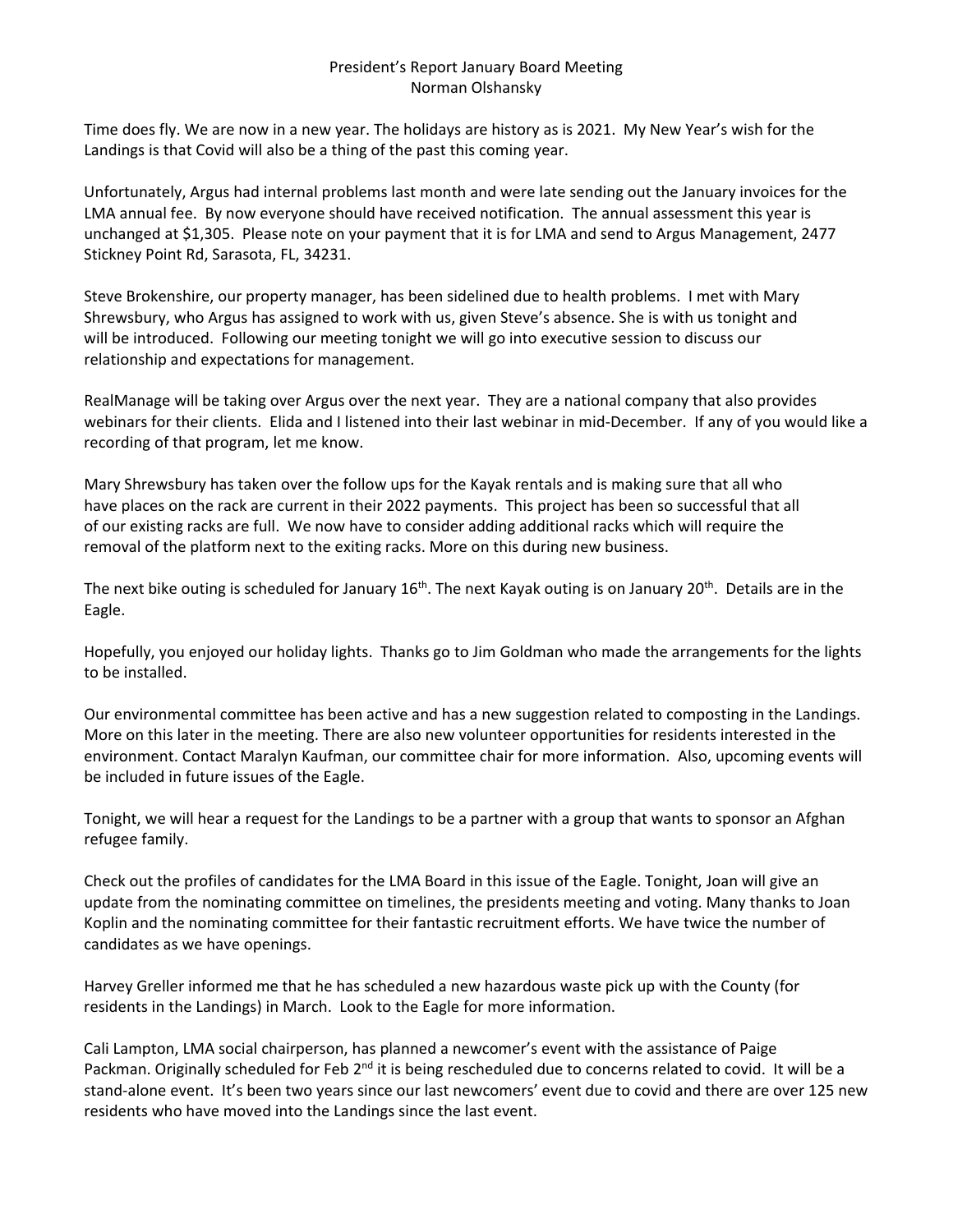# President's Report January Board Meeting
## Norman Olshansky

Time does fly. We are now in a new year. The holidays are history as is 2021. My New Year's wish for the Landings is that Covid will also be a thing of the past this coming year.

Unfortunately, Argus had internal problems last month and were late sending out the January invoices for the LMA annual fee. By now everyone should have received notification. The annual assessment this year is unchanged at $1,305. Please note on your payment that it is for LMA and send to Argus Management, 2477 Stickney Point Rd, Sarasota, FL, 34231.

Steve Brokenshire, our property manager, has been sidelined due to health problems. I met with Mary Shrewsbury, who Argus has assigned to work with us, given Steve's absence. She is with us tonight and will be introduced. Following our meeting tonight we will go into executive session to discuss our relationship and expectations for management.

RealManage will be taking over Argus over the next year. They are a national company that also provides webinars for their clients. Elida and I listened into their last webinar in mid-December. If any of you would like a recording of that program, let me know.

Mary Shrewsbury has taken over the follow ups for the Kayak rentals and is making sure that all who have places on the rack are current in their 2022 payments. This project has been so successful that all of our existing racks are full. We now have to consider adding additional racks which will require the removal of the platform next to the exiting racks. More on this during new business.

The next bike outing is scheduled for January 16th. The next Kayak outing is on January 20th. Details are in the Eagle.

Hopefully, you enjoyed our holiday lights. Thanks go to Jim Goldman who made the arrangements for the lights to be installed.

Our environmental committee has been active and has a new suggestion related to composting in the Landings. More on this later in the meeting. There are also new volunteer opportunities for residents interested in the environment. Contact Maralyn Kaufman, our committee chair for more information. Also, upcoming events will be included in future issues of the Eagle.

Tonight, we will hear a request for the Landings to be a partner with a group that wants to sponsor an Afghan refugee family.

Check out the profiles of candidates for the LMA Board in this issue of the Eagle. Tonight, Joan will give an update from the nominating committee on timelines, the presidents meeting and voting. Many thanks to Joan Koplin and the nominating committee for their fantastic recruitment efforts. We have twice the number of candidates as we have openings.

Harvey Greller informed me that he has scheduled a new hazardous waste pick up with the County (for residents in the Landings) in March. Look to the Eagle for more information.

Cali Lampton, LMA social chairperson, has planned a newcomer's event with the assistance of Paige Packman. Originally scheduled for Feb 2nd it is being rescheduled due to concerns related to covid. It will be a stand-alone event. It's been two years since our last newcomers' event due to covid and there are over 125 new residents who have moved into the Landings since the last event.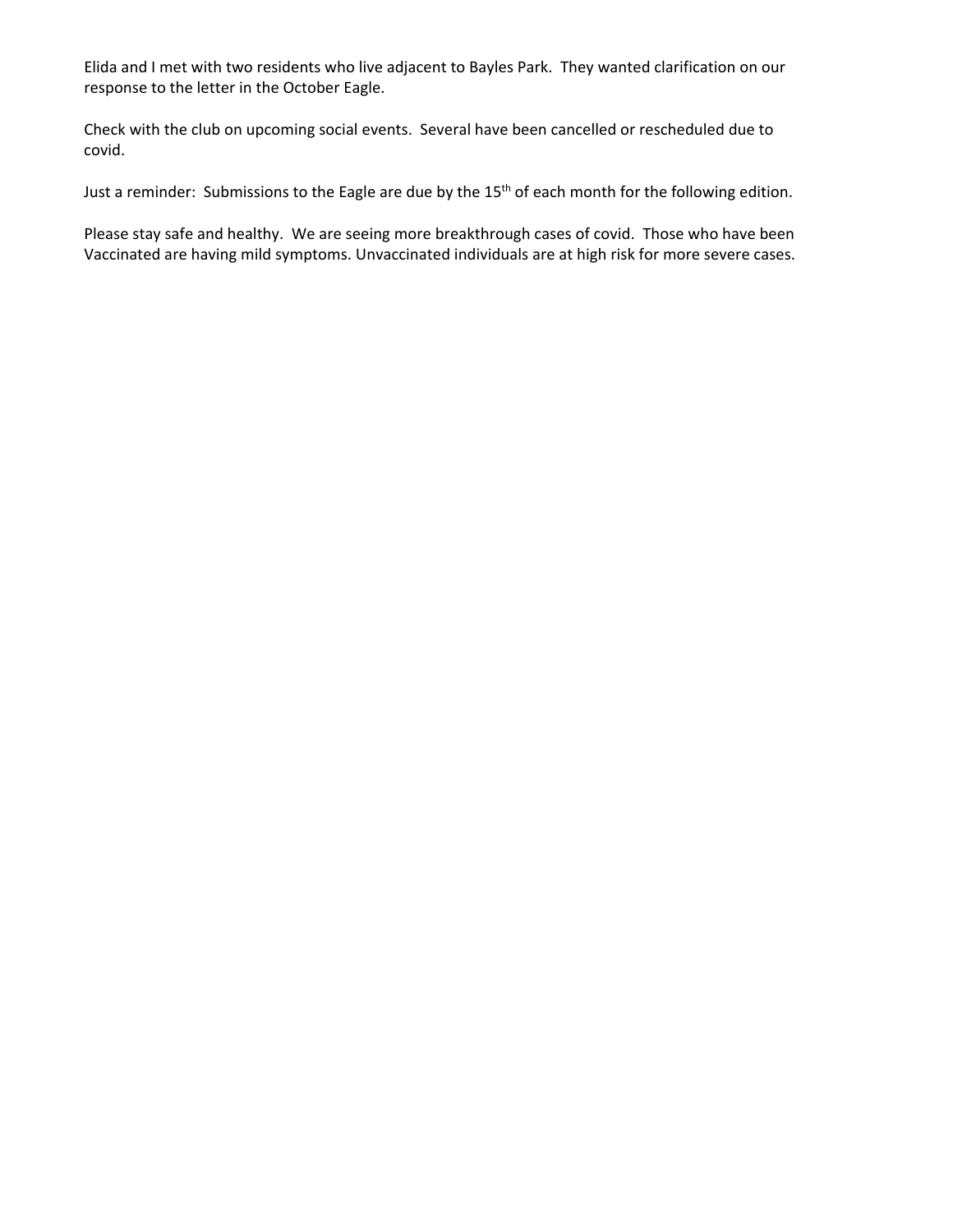Elida and I met with two residents who live adjacent to Bayles Park. They wanted clarification on our response to the letter in the October Eagle.

Check with the club on upcoming social events. Several have been cancelled or rescheduled due to covid.

Just a reminder: Submissions to the Eagle are due by the 15th of each month for the following edition.

Please stay safe and healthy. We are seeing more breakthrough cases of covid. Those who have been Vaccinated are having mild symptoms. Unvaccinated individuals are at high risk for more severe cases.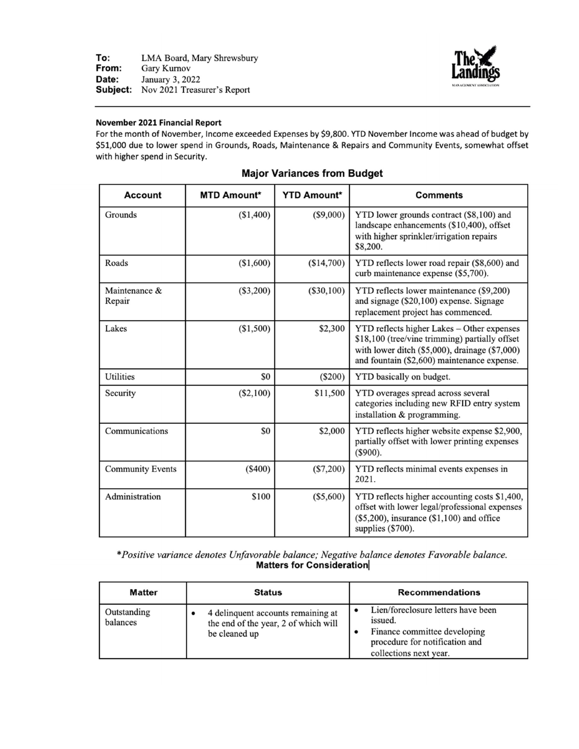**To:** LMA Board, Mary Shrewsbury
**From:** Gary Kurnov
**Date:** January 3, 2022
**Subject:** Nov 2021 Treasurer's Report

---

**November 2021 Financial Report**

For the month of November, Income exceeded Expenses by $9,800. YTD November Income was ahead of budget by $51,000 due to lower spend in Grounds, Roads, Maintenance & Repairs and Community Events, somewhat offset with higher spend in Security.

## Major Variances from Budget

| Account | MTD Amount* | YTD Amount* | Comments |
|---|---|---|---|
| Grounds | ($1,400) | ($9,000) | YTD lower grounds contract ($8,100) and landscape enhancements ($10,400), offset with higher sprinkler/irrigation repairs $8,200. |
| Roads | ($1,600) | ($14,700) | YTD reflects lower road repair ($8,600) and curb maintenance expense ($5,700). |
| Maintenance & Repair | ($3,200) | ($30,100) | YTD reflects lower maintenance ($9,200) and signage ($20,100) expense. Signage replacement project has commenced. |
| Lakes | ($1,500) | $2,300 | YTD reflects higher Lakes – Other expenses $18,100 (tree/vine trimming) partially offset with lower ditch ($5,000), drainage ($7,000) and fountain ($2,600) maintenance expense. |
| Utilities | $0 | ($200) | YTD basically on budget. |
| Security | ($2,100) | $11,500 | YTD overages spread across several categories including new RFID entry system installation & programming. |
| Communications | $0 | $2,000 | YTD reflects higher website expense $2,900, partially offset with lower printing expenses ($900). |
| Community Events | ($400) | ($7,200) | YTD reflects minimal events expenses in 2021. |
| Administration | $100 | ($5,600) | YTD reflects higher accounting costs $1,400, offset with lower legal/professional expenses ($5,200), insurance ($1,100) and office supplies ($700). |

*\*Positive variance denotes Unfavorable balance; Negative balance denotes Favorable balance.*

## Matters for Consideration

| Matter | Status | Recommendations |
|---|---|---|
| Outstanding balances | • 4 delinquent accounts remaining at the end of the year, 2 of which will be cleaned up | • Lien/foreclosure letters have been issued.<br>• Finance committee developing procedure for notification and collections next year. |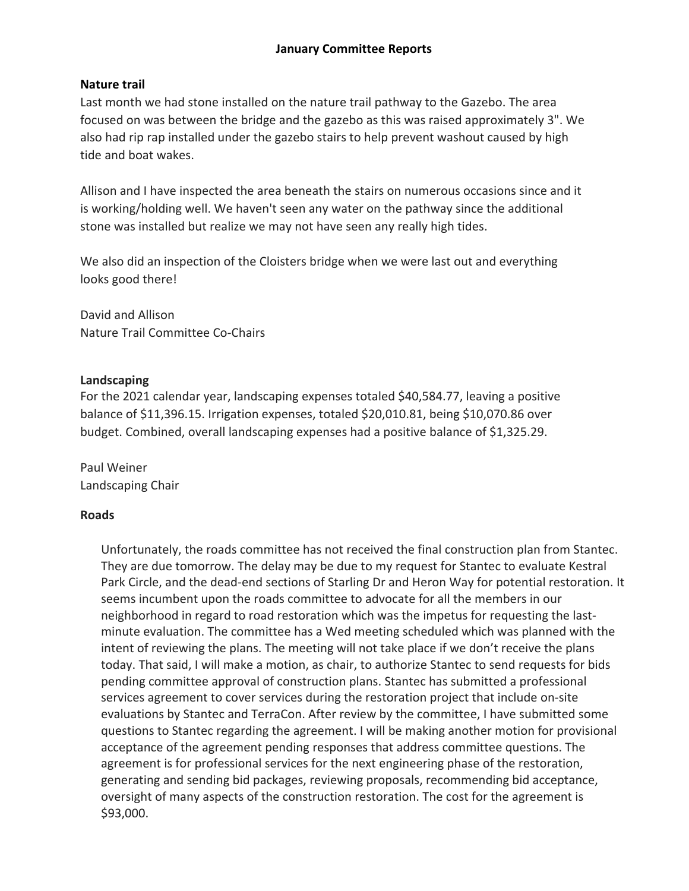## January Committee Reports

### Nature trail

Last month we had stone installed on the nature trail pathway to the Gazebo. The area focused on was between the bridge and the gazebo as this was raised approximately 3". We also had rip rap installed under the gazebo stairs to help prevent washout caused by high tide and boat wakes.

Allison and I have inspected the area beneath the stairs on numerous occasions since and it is working/holding well. We haven't seen any water on the pathway since the additional stone was installed but realize we may not have seen any really high tides.

We also did an inspection of the Cloisters bridge when we were last out and everything looks good there!

David and Allison
Nature Trail Committee Co-Chairs

### Landscaping

For the 2021 calendar year, landscaping expenses totaled $40,584.77, leaving a positive balance of $11,396.15. Irrigation expenses, totaled $20,010.81, being $10,070.86 over budget. Combined, overall landscaping expenses had a positive balance of $1,325.29.

Paul Weiner
Landscaping Chair

### Roads

Unfortunately, the roads committee has not received the final construction plan from Stantec. They are due tomorrow. The delay may be due to my request for Stantec to evaluate Kestral Park Circle, and the dead-end sections of Starling Dr and Heron Way for potential restoration. It seems incumbent upon the roads committee to advocate for all the members in our neighborhood in regard to road restoration which was the impetus for requesting the last-minute evaluation. The committee has a Wed meeting scheduled which was planned with the intent of reviewing the plans. The meeting will not take place if we don't receive the plans today. That said, I will make a motion, as chair, to authorize Stantec to send requests for bids pending committee approval of construction plans. Stantec has submitted a professional services agreement to cover services during the restoration project that include on-site evaluations by Stantec and TerraCon. After review by the committee, I have submitted some questions to Stantec regarding the agreement. I will be making another motion for provisional acceptance of the agreement pending responses that address committee questions. The agreement is for professional services for the next engineering phase of the restoration, generating and sending bid packages, reviewing proposals, recommending bid acceptance, oversight of many aspects of the construction restoration. The cost for the agreement is $93,000.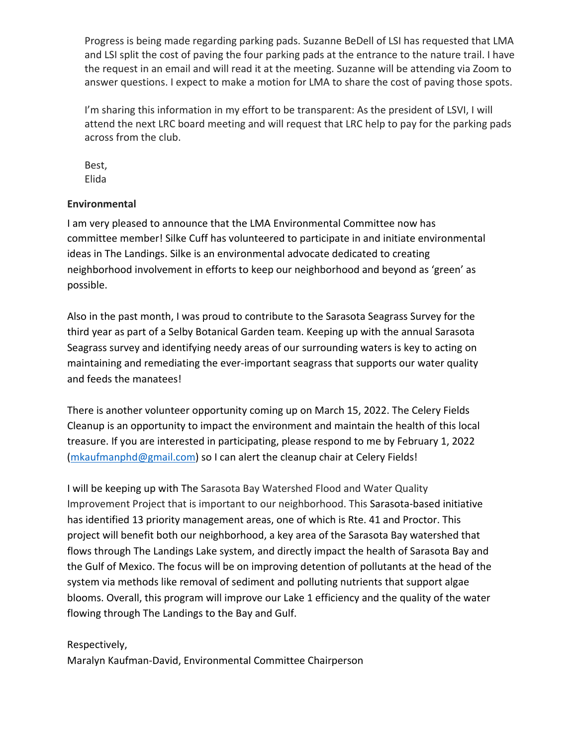Progress is being made regarding parking pads. Suzanne BeDell of LSI has requested that LMA and LSI split the cost of paving the four parking pads at the entrance to the nature trail. I have the request in an email and will read it at the meeting. Suzanne will be attending via Zoom to answer questions. I expect to make a motion for LMA to share the cost of paving those spots.

I'm sharing this information in my effort to be transparent: As the president of LSVI, I will attend the next LRC board meeting and will request that LRC help to pay for the parking pads across from the club.

Best,
Elida

**Environmental**

I am very pleased to announce that the LMA Environmental Committee now has committee member! Silke Cuff has volunteered to participate in and initiate environmental ideas in The Landings. Silke is an environmental advocate dedicated to creating neighborhood involvement in efforts to keep our neighborhood and beyond as 'green' as possible.

Also in the past month, I was proud to contribute to the Sarasota Seagrass Survey for the third year as part of a Selby Botanical Garden team. Keeping up with the annual Sarasota Seagrass survey and identifying needy areas of our surrounding waters is key to acting on maintaining and remediating the ever-important seagrass that supports our water quality and feeds the manatees!

There is another volunteer opportunity coming up on March 15, 2022. The Celery Fields Cleanup is an opportunity to impact the environment and maintain the health of this local treasure. If you are interested in participating, please respond to me by February 1, 2022 (mkaufmanphd@gmail.com) so I can alert the cleanup chair at Celery Fields!

I will be keeping up with The Sarasota Bay Watershed Flood and Water Quality Improvement Project that is important to our neighborhood. This Sarasota-based initiative has identified 13 priority management areas, one of which is Rte. 41 and Proctor. This project will benefit both our neighborhood, a key area of the Sarasota Bay watershed that flows through The Landings Lake system, and directly impact the health of Sarasota Bay and the Gulf of Mexico. The focus will be on improving detention of pollutants at the head of the system via methods like removal of sediment and polluting nutrients that support algae blooms. Overall, this program will improve our Lake 1 efficiency and the quality of the water flowing through The Landings to the Bay and Gulf.

Respectively,
Maralyn Kaufman-David, Environmental Committee Chairperson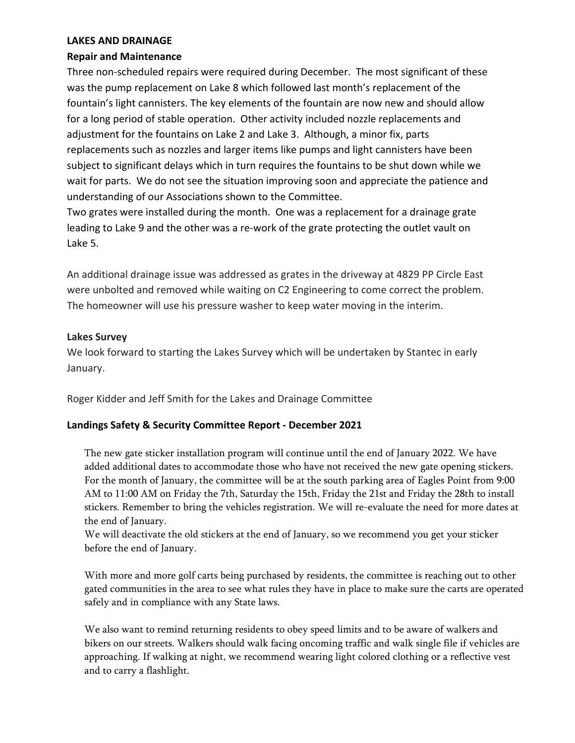## LAKES AND DRAINAGE

### Repair and Maintenance

Three non-scheduled repairs were required during December. The most significant of these was the pump replacement on Lake 8 which followed last month's replacement of the fountain's light cannisters. The key elements of the fountain are now new and should allow for a long period of stable operation. Other activity included nozzle replacements and adjustment for the fountains on Lake 2 and Lake 3. Although, a minor fix, parts replacements such as nozzles and larger items like pumps and light cannisters have been subject to significant delays which in turn requires the fountains to be shut down while we wait for parts. We do not see the situation improving soon and appreciate the patience and understanding of our Associations shown to the Committee.
Two grates were installed during the month. One was a replacement for a drainage grate leading to Lake 9 and the other was a re-work of the grate protecting the outlet vault on Lake 5.

An additional drainage issue was addressed as grates in the driveway at 4829 PP Circle East were unbolted and removed while waiting on C2 Engineering to come correct the problem. The homeowner will use his pressure washer to keep water moving in the interim.

### Lakes Survey

We look forward to starting the Lakes Survey which will be undertaken by Stantec in early January.

Roger Kidder and Jeff Smith for the Lakes and Drainage Committee

## Landings Safety & Security Committee Report - December 2021

The new gate sticker installation program will continue until the end of January 2022. We have added additional dates to accommodate those who have not received the new gate opening stickers. For the month of January, the committee will be at the south parking area of Eagles Point from 9:00 AM to 11:00 AM on Friday the 7th, Saturday the 15th, Friday the 21st and Friday the 28th to install stickers. Remember to bring the vehicles registration. We will re-evaluate the need for more dates at the end of January.
We will deactivate the old stickers at the end of January, so we recommend you get your sticker before the end of January.

With more and more golf carts being purchased by residents, the committee is reaching out to other gated communities in the area to see what rules they have in place to make sure the carts are operated safely and in compliance with any State laws.

We also want to remind returning residents to obey speed limits and to be aware of walkers and bikers on our streets. Walkers should walk facing oncoming traffic and walk single file if vehicles are approaching. If walking at night, we recommend wearing light colored clothing or a reflective vest and to carry a flashlight.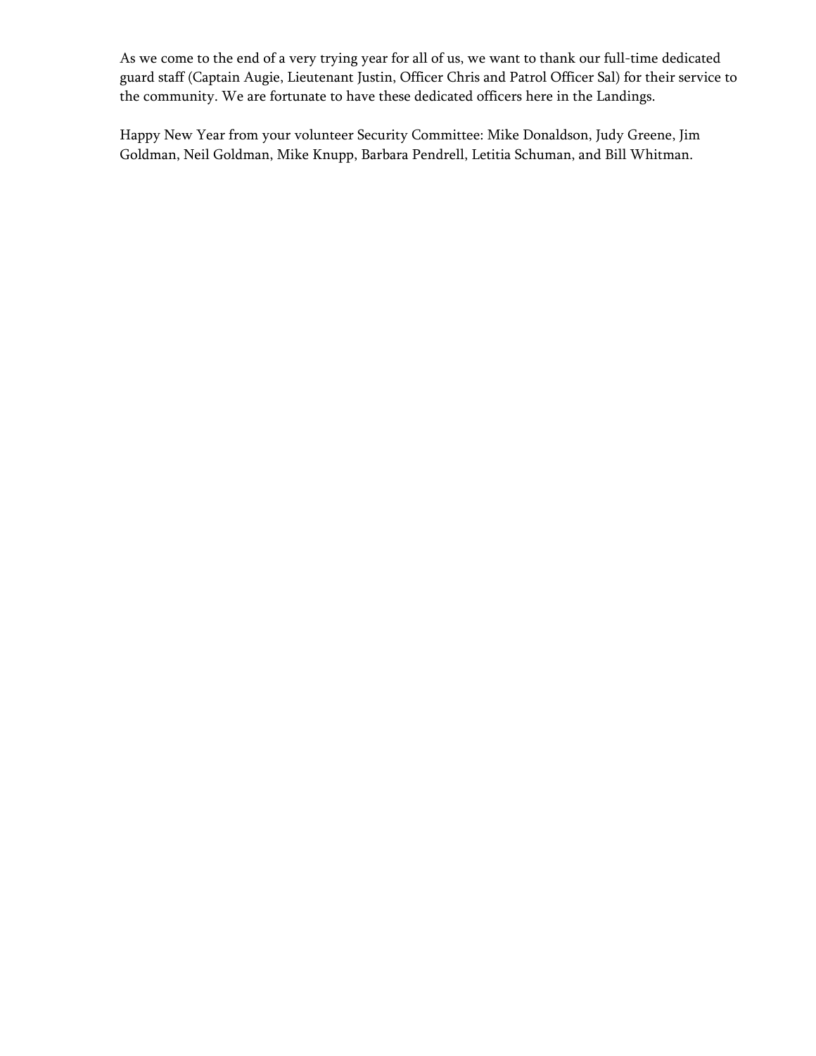As we come to the end of a very trying year for all of us, we want to thank our full-time dedicated guard staff (Captain Augie, Lieutenant Justin, Officer Chris and Patrol Officer Sal) for their service to the community. We are fortunate to have these dedicated officers here in the Landings.

Happy New Year from your volunteer Security Committee: Mike Donaldson, Judy Greene, Jim Goldman, Neil Goldman, Mike Knupp, Barbara Pendrell, Letitia Schuman, and Bill Whitman.